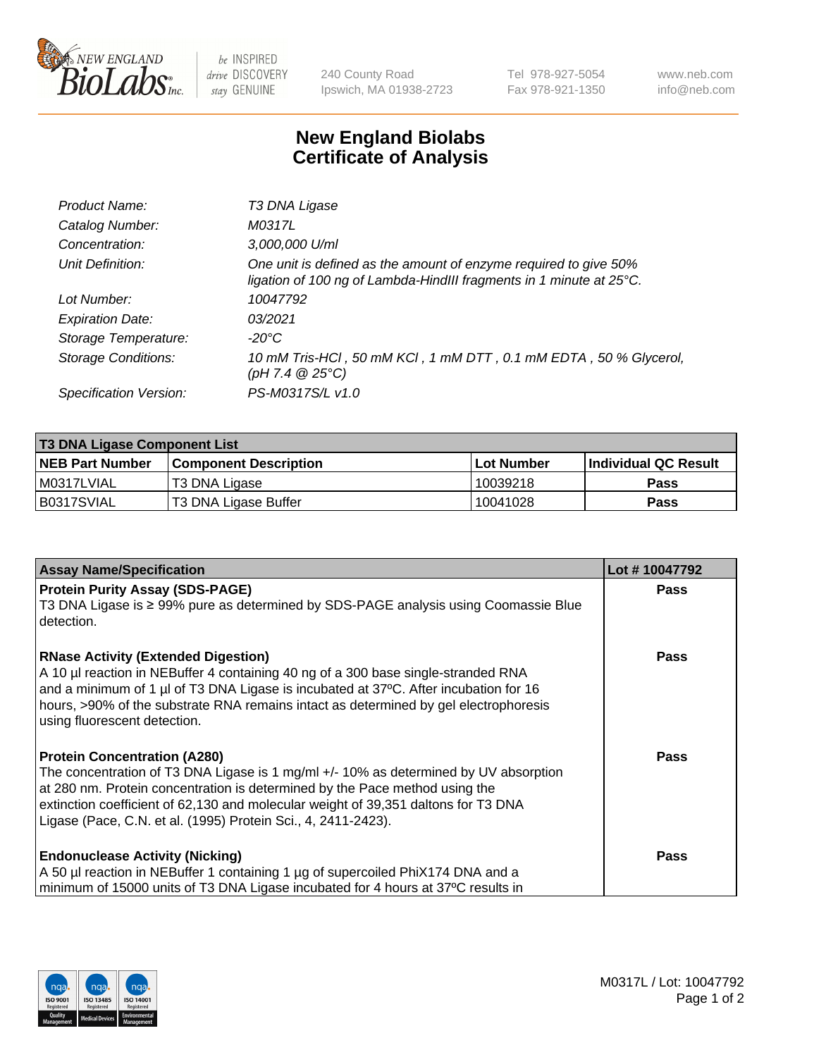# New England Biolabs Certificate of Analysis

| | |
|---|---|
| *Product Name:* | *T3 DNA Ligase* |
| *Catalog Number:* | *M0317L* |
| *Concentration:* | *3,000,000 U/ml* |
| *Unit Definition:* | *One unit is defined as the amount of enzyme required to give 50% ligation of 100 ng of Lambda-HindIII fragments in 1 minute at 25°C.* |
| *Lot Number:* | *10047792* |
| *Expiration Date:* | *03/2021* |
| *Storage Temperature:* | *-20°C* |
| *Storage Conditions:* | *10 mM Tris-HCl , 50 mM KCl , 1 mM DTT , 0.1 mM EDTA , 50 % Glycerol, (pH 7.4 @ 25°C)* |
| *Specification Version:* | *PS-M0317S/L v1.0* |

| T3 DNA Ligase Component List | | | |
|---|---|---|---|
| **NEB Part Number** | **Component Description** | **Lot Number** | **Individual QC Result** |
| M0317LVIAL | T3 DNA Ligase | 10039218 | **Pass** |
| B0317SVIAL | T3 DNA Ligase Buffer | 10041028 | **Pass** |

| Assay Name/Specification | Lot # 10047792 |
|---|---|
| **Protein Purity Assay (SDS-PAGE)**<br>T3 DNA Ligase is ≥ 99% pure as determined by SDS-PAGE analysis using Coomassie Blue detection. | **Pass** |
| **RNase Activity (Extended Digestion)**<br>A 10 µl reaction in NEBuffer 4 containing 40 ng of a 300 base single-stranded RNA and a minimum of 1 µl of T3 DNA Ligase is incubated at 37ºC. After incubation for 16 hours, >90% of the substrate RNA remains intact as determined by gel electrophoresis using fluorescent detection. | **Pass** |
| **Protein Concentration (A280)**<br>The concentration of T3 DNA Ligase is 1 mg/ml +/- 10% as determined by UV absorption at 280 nm. Protein concentration is determined by the Pace method using the extinction coefficient of 62,130 and molecular weight of 39,351 daltons for T3 DNA Ligase (Pace, C.N. et al. (1995) Protein Sci., 4, 2411-2423). | **Pass** |
| **Endonuclease Activity (Nicking)**<br>A 50 µl reaction in NEBuffer 1 containing 1 µg of supercoiled PhiX174 DNA and a minimum of 15000 units of T3 DNA Ligase incubated for 4 hours at 37ºC results in | **Pass** |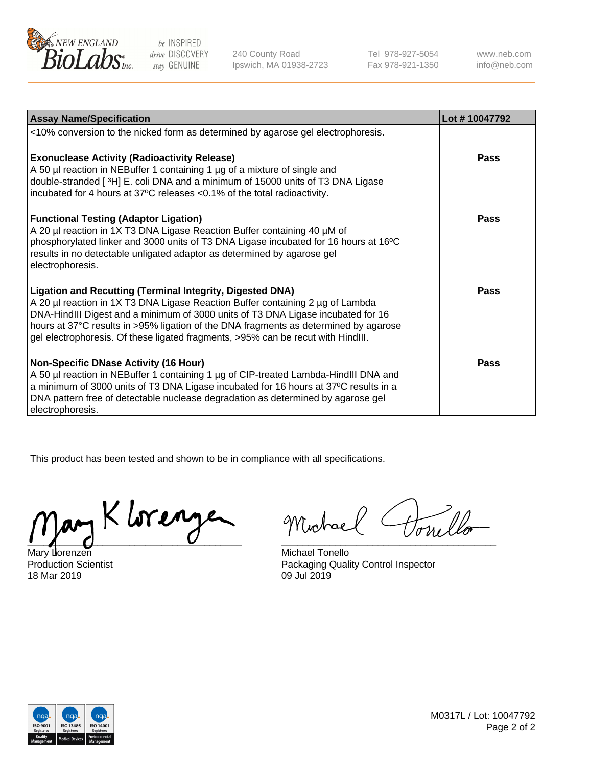| Assay Name/Specification | Lot # 10047792 |
|---|---|
| <10% conversion to the nicked form as determined by agarose gel electrophoresis. | |
| **Exonuclease Activity (Radioactivity Release)**<br>A 50 µl reaction in NEBuffer 1 containing 1 µg of a mixture of single and double-stranded [ $^3$H] E. coli DNA and a minimum of 15000 units of T3 DNA Ligase incubated for 4 hours at 37ºC releases <0.1% of the total radioactivity. | **Pass** |
| **Functional Testing (Adaptor Ligation)**<br>A 20 µl reaction in 1X T3 DNA Ligase Reaction Buffer containing 40 µM of phosphorylated linker and 3000 units of T3 DNA Ligase incubated for 16 hours at 16ºC results in no detectable unligated adaptor as determined by agarose gel electrophoresis. | **Pass** |
| **Ligation and Recutting (Terminal Integrity, Digested DNA)**<br>A 20 µl reaction in 1X T3 DNA Ligase Reaction Buffer containing 2 µg of Lambda DNA-HindIII Digest and a minimum of 3000 units of T3 DNA Ligase incubated for 16 hours at 37°C results in >95% ligation of the DNA fragments as determined by agarose gel electrophoresis. Of these ligated fragments, >95% can be recut with HindIII. | **Pass** |
| **Non-Specific DNase Activity (16 Hour)**<br>A 50 µl reaction in NEBuffer 1 containing 1 µg of CIP-treated Lambda-HindIII DNA and a minimum of 3000 units of T3 DNA Ligase incubated for 16 hours at 37ºC results in a DNA pattern free of detectable nuclease degradation as determined by agarose gel electrophoresis. | **Pass** |

This product has been tested and shown to be in compliance with all specifications.

Mary Lorenzen
Production Scientist
18 Mar 2019

Michael Tonello
Packaging Quality Control Inspector
09 Jul 2019

M0317L / Lot: 10047792